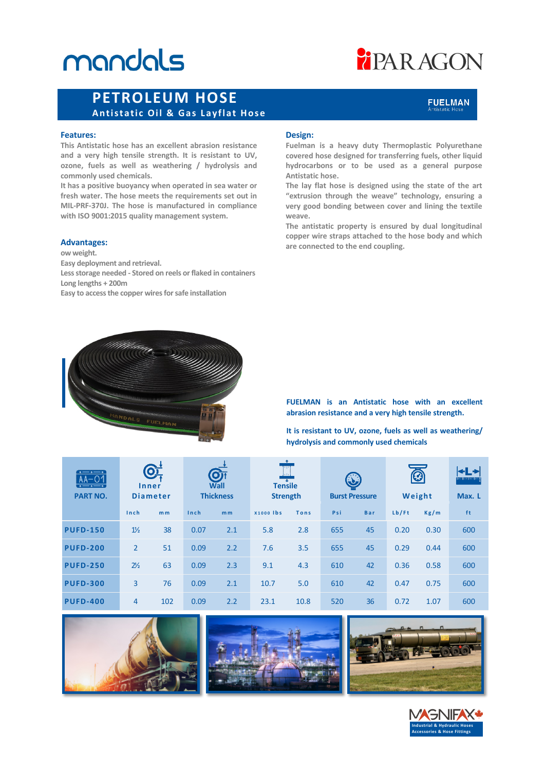mandals

PARAGON

# PETROLEUM HOSE

**Antistatic Oil & Gas Layflat Hose**

FUELMAN
Antistatic Hose

## Features:

This Antistatic hose has an excellent abrasion resistance and a very high tensile strength. It is resistant to UV, ozone, fuels as well as weathering / hydrolysis and commonly used chemicals.

It has a positive buoyancy when operated in sea water or fresh water. The hose meets the requirements set out in MIL-PRF-370J. The hose is manufactured in compliance with ISO 9001:2015 quality management system.

## Advantages:

ow weight.
Easy deployment and retrieval.
Less storage needed - Stored on reels or flaked in containers
Long lengths + 200m
Easy to access the copper wires for safe installation

## Design:

Fuelman is a heavy duty Thermoplastic Polyurethane covered hose designed for transferring fuels, other liquid hydrocarbons or to be used as a general purpose Antistatic hose.

The lay flat hose is designed using the state of the art "extrusion through the weave" technology, ensuring a very good bonding between cover and lining the textile weave.

The antistatic property is ensured by dual longitudinal copper wire straps attached to the hose body and which are connected to the end coupling.

**FUELMAN is an Antistatic hose with an excellent abrasion resistance and a very high tensile strength.**

**It is resistant to UV, ozone, fuels as well as weathering/ hydrolysis and commonly used chemicals**

| PART NO. | Inner Diameter | | Wall Thickness | | Tensile Strength | | Burst Pressure | | Weight | | Max. L |
|---|---|---|---|---|---|---|---|---|---|---|---|
| | Inch | mm | Inch | mm | x1000 lbs | Tons | Psi | Bar | Lb/Ft | Kg/m | ft |
| PUFD-150 | 1½ | 38 | 0.07 | 2.1 | 5.8 | 2.8 | 655 | 45 | 0.20 | 0.30 | 600 |
| PUFD-200 | 2 | 51 | 0.09 | 2.2 | 7.6 | 3.5 | 655 | 45 | 0.29 | 0.44 | 600 |
| PUFD-250 | 2½ | 63 | 0.09 | 2.3 | 9.1 | 4.3 | 610 | 42 | 0.36 | 0.58 | 600 |
| PUFD-300 | 3 | 76 | 0.09 | 2.1 | 10.7 | 5.0 | 610 | 42 | 0.47 | 0.75 | 600 |
| PUFD-400 | 4 | 102 | 0.09 | 2.2 | 23.1 | 10.8 | 520 | 36 | 0.72 | 1.07 | 600 |

MAGNIFAX
Industrial & Hydraulic Hoses
Accessories & Hose Fittings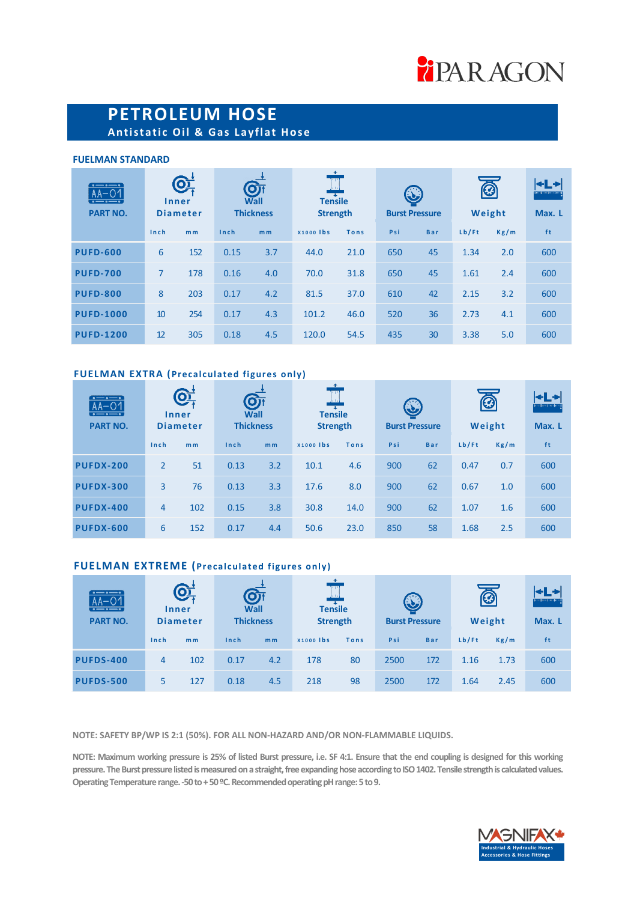PARAGON

# PETROLEUM HOSE

**Antistatic Oil & Gas Layflat Hose**

## FUELMAN STANDARD

| PART NO. | Inner Diameter | | Wall Thickness | | Tensile Strength | | Burst Pressure | | Weight | | Max. L |
|---|---|---|---|---|---|---|---|---|---|---|---|
| | Inch | mm | Inch | mm | x1000 lbs | Tons | Psi | Bar | Lb/Ft | Kg/m | ft |
| PUFD-600 | 6 | 152 | 0.15 | 3.7 | 44.0 | 21.0 | 650 | 45 | 1.34 | 2.0 | 600 |
| PUFD-700 | 7 | 178 | 0.16 | 4.0 | 70.0 | 31.8 | 650 | 45 | 1.61 | 2.4 | 600 |
| PUFD-800 | 8 | 203 | 0.17 | 4.2 | 81.5 | 37.0 | 610 | 42 | 2.15 | 3.2 | 600 |
| PUFD-1000 | 10 | 254 | 0.17 | 4.3 | 101.2 | 46.0 | 520 | 36 | 2.73 | 4.1 | 600 |
| PUFD-1200 | 12 | 305 | 0.18 | 4.5 | 120.0 | 54.5 | 435 | 30 | 3.38 | 5.0 | 600 |

## FUELMAN EXTRA (Precalculated figures only)

| PART NO. | Inner Diameter | | Wall Thickness | | Tensile Strength | | Burst Pressure | | Weight | | Max. L |
|---|---|---|---|---|---|---|---|---|---|---|---|
| | Inch | mm | Inch | mm | x1000 lbs | Tons | Psi | Bar | Lb/Ft | Kg/m | ft |
| PUFDX-200 | 2 | 51 | 0.13 | 3.2 | 10.1 | 4.6 | 900 | 62 | 0.47 | 0.7 | 600 |
| PUFDX-300 | 3 | 76 | 0.13 | 3.3 | 17.6 | 8.0 | 900 | 62 | 0.67 | 1.0 | 600 |
| PUFDX-400 | 4 | 102 | 0.15 | 3.8 | 30.8 | 14.0 | 900 | 62 | 1.07 | 1.6 | 600 |
| PUFDX-600 | 6 | 152 | 0.17 | 4.4 | 50.6 | 23.0 | 850 | 58 | 1.68 | 2.5 | 600 |

## FUELMAN EXTREME (Precalculated figures only)

| PART NO. | Inner Diameter | | Wall Thickness | | Tensile Strength | | Burst Pressure | | Weight | | Max. L |
|---|---|---|---|---|---|---|---|---|---|---|---|
| | Inch | mm | Inch | mm | x1000 lbs | Tons | Psi | Bar | Lb/Ft | Kg/m | ft |
| PUFDS-400 | 4 | 102 | 0.17 | 4.2 | 178 | 80 | 2500 | 172 | 1.16 | 1.73 | 600 |
| PUFDS-500 | 5 | 127 | 0.18 | 4.5 | 218 | 98 | 2500 | 172 | 1.64 | 2.45 | 600 |

NOTE: SAFETY BP/WP IS 2:1 (50%). FOR ALL NON-HAZARD AND/OR NON-FLAMMABLE LIQUIDS.

NOTE: Maximum working pressure is 25% of listed Burst pressure, i.e. SF 4:1. Ensure that the end coupling is designed for this working pressure. The Burst pressure listed is measured on a straight, free expanding hose according to ISO 1402. Tensile strength is calculated values. Operating Temperature range. -50 to + 50 ºC. Recommended operating pH range: 5 to 9.

MAGNIFAX
Industrial & Hydraulic Hoses
Accessories & Hose Fittings